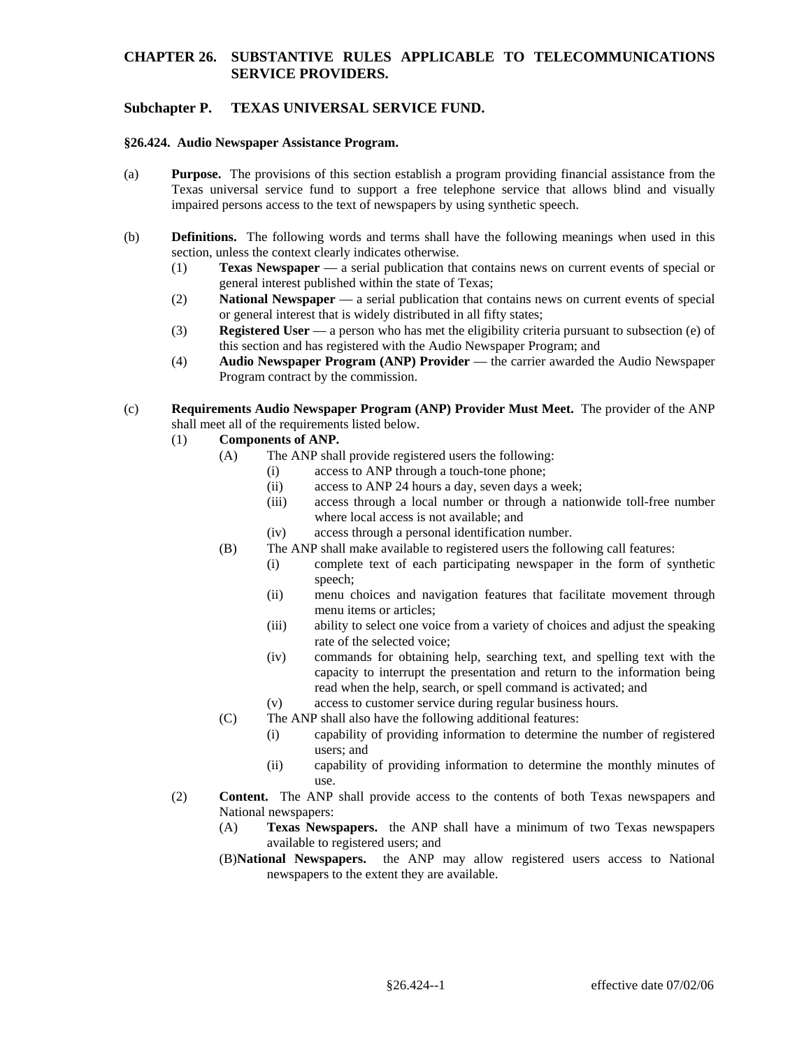# CHAPTER 26. SUBSTANTIVE RULES APPLICABLE TO TELECOMMUNICATIONS SERVICE PROVIDERS.

## Subchapter P. TEXAS UNIVERSAL SERVICE FUND.

### §26.424. Audio Newspaper Assistance Program.

(a) **Purpose.** The provisions of this section establish a program providing financial assistance from the Texas universal service fund to support a free telephone service that allows blind and visually impaired persons access to the text of newspapers by using synthetic speech.

(b) **Definitions.** The following words and terms shall have the following meanings when used in this section, unless the context clearly indicates otherwise.

- (1) **Texas Newspaper** — a serial publication that contains news on current events of special or general interest published within the state of Texas;
- (2) **National Newspaper** — a serial publication that contains news on current events of special or general interest that is widely distributed in all fifty states;
- (3) **Registered User** — a person who has met the eligibility criteria pursuant to subsection (e) of this section and has registered with the Audio Newspaper Program; and
- (4) **Audio Newspaper Program (ANP) Provider** — the carrier awarded the Audio Newspaper Program contract by the commission.

(c) **Requirements Audio Newspaper Program (ANP) Provider Must Meet.** The provider of the ANP shall meet all of the requirements listed below.

- (1) **Components of ANP.**
  - (A) The ANP shall provide registered users the following:
    - (i) access to ANP through a touch-tone phone;
    - (ii) access to ANP 24 hours a day, seven days a week;
    - (iii) access through a local number or through a nationwide toll-free number where local access is not available; and
    - (iv) access through a personal identification number.
  - (B) The ANP shall make available to registered users the following call features:
    - (i) complete text of each participating newspaper in the form of synthetic speech;
    - (ii) menu choices and navigation features that facilitate movement through menu items or articles;
    - (iii) ability to select one voice from a variety of choices and adjust the speaking rate of the selected voice;
    - (iv) commands for obtaining help, searching text, and spelling text with the capacity to interrupt the presentation and return to the information being read when the help, search, or spell command is activated; and
    - (v) access to customer service during regular business hours.
  - (C) The ANP shall also have the following additional features:
    - (i) capability of providing information to determine the number of registered users; and
    - (ii) capability of providing information to determine the monthly minutes of use.
- (2) **Content.** The ANP shall provide access to the contents of both Texas newspapers and National newspapers:
  - (A) **Texas Newspapers.** the ANP shall have a minimum of two Texas newspapers available to registered users; and
  - (B) **National Newspapers.** the ANP may allow registered users access to National newspapers to the extent they are available.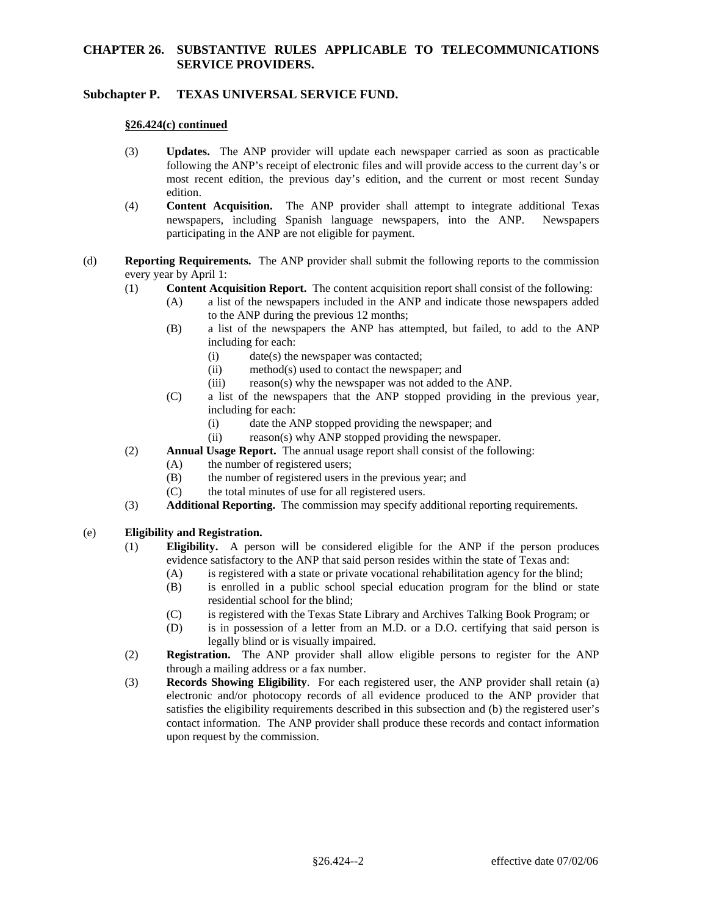**CHAPTER 26. SUBSTANTIVE RULES APPLICABLE TO TELECOMMUNICATIONS SERVICE PROVIDERS.**

**Subchapter P. TEXAS UNIVERSAL SERVICE FUND.**

**§26.424(c) continued**

(3) **Updates.** The ANP provider will update each newspaper carried as soon as practicable following the ANP's receipt of electronic files and will provide access to the current day's or most recent edition, the previous day's edition, and the current or most recent Sunday edition.

(4) **Content Acquisition.** The ANP provider shall attempt to integrate additional Texas newspapers, including Spanish language newspapers, into the ANP. Newspapers participating in the ANP are not eligible for payment.

(d) **Reporting Requirements.** The ANP provider shall submit the following reports to the commission every year by April 1:

(1) **Content Acquisition Report.** The content acquisition report shall consist of the following:

(A) a list of the newspapers included in the ANP and indicate those newspapers added to the ANP during the previous 12 months;

(B) a list of the newspapers the ANP has attempted, but failed, to add to the ANP including for each:

(i) date(s) the newspaper was contacted;

(ii) method(s) used to contact the newspaper; and

(iii) reason(s) why the newspaper was not added to the ANP.

(C) a list of the newspapers that the ANP stopped providing in the previous year, including for each:

(i) date the ANP stopped providing the newspaper; and

(ii) reason(s) why ANP stopped providing the newspaper.

(2) **Annual Usage Report.** The annual usage report shall consist of the following:

(A) the number of registered users;

(B) the number of registered users in the previous year; and

(C) the total minutes of use for all registered users.

(3) **Additional Reporting.** The commission may specify additional reporting requirements.

(e) **Eligibility and Registration.**

(1) **Eligibility.** A person will be considered eligible for the ANP if the person produces evidence satisfactory to the ANP that said person resides within the state of Texas and:

(A) is registered with a state or private vocational rehabilitation agency for the blind;

(B) is enrolled in a public school special education program for the blind or state residential school for the blind;

(C) is registered with the Texas State Library and Archives Talking Book Program; or

(D) is in possession of a letter from an M.D. or a D.O. certifying that said person is legally blind or is visually impaired.

(2) **Registration.** The ANP provider shall allow eligible persons to register for the ANP through a mailing address or a fax number.

(3) **Records Showing Eligibility**. For each registered user, the ANP provider shall retain (a) electronic and/or photocopy records of all evidence produced to the ANP provider that satisfies the eligibility requirements described in this subsection and (b) the registered user's contact information. The ANP provider shall produce these records and contact information upon request by the commission.